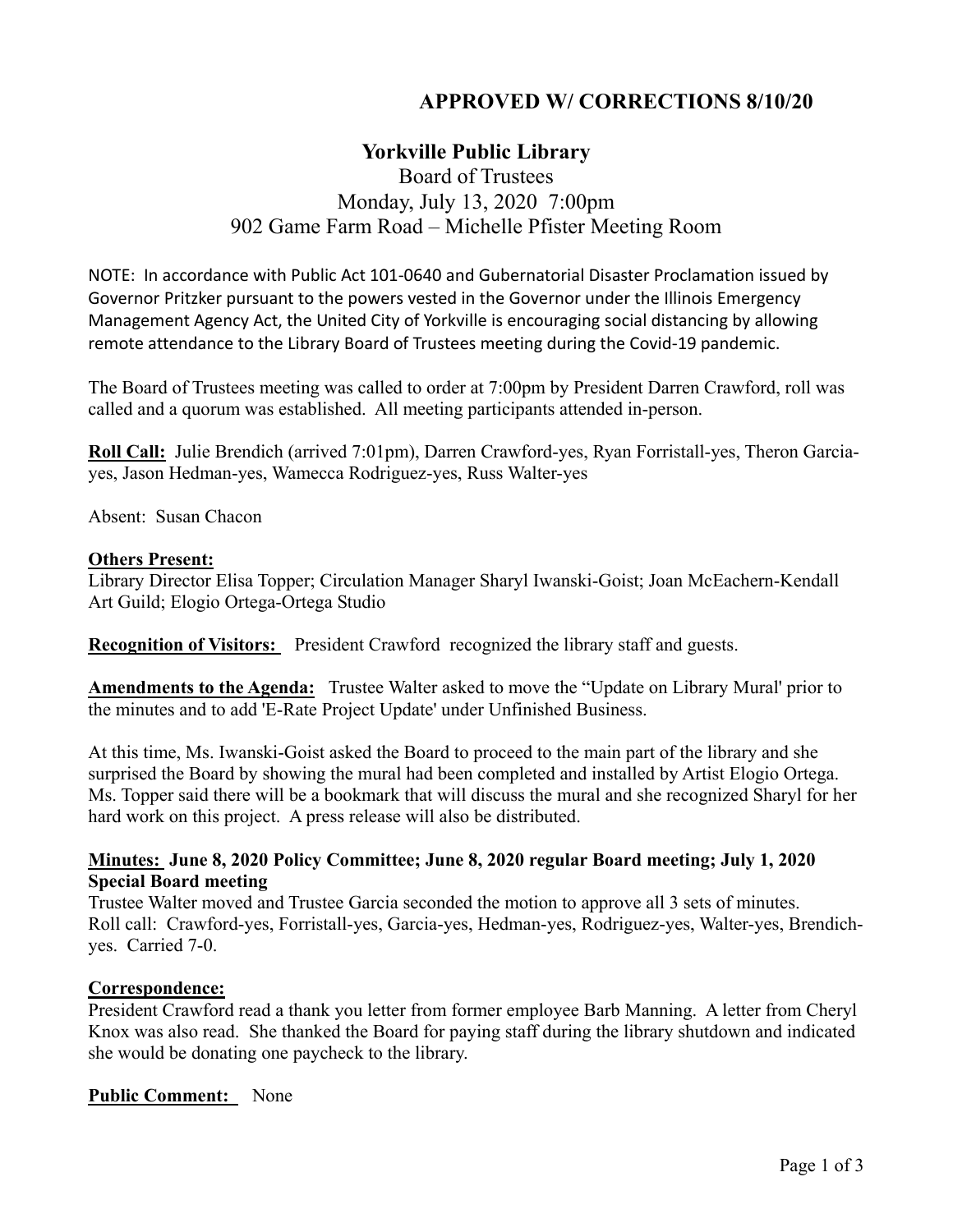**APPROVED W/ CORRECTIONS 8/10/20**

# Yorkville Public Library

Board of Trustees
Monday, July 13, 2020 7:00pm
902 Game Farm Road – Michelle Pfister Meeting Room

NOTE: In accordance with Public Act 101-0640 and Gubernatorial Disaster Proclamation issued by Governor Pritzker pursuant to the powers vested in the Governor under the Illinois Emergency Management Agency Act, the United City of Yorkville is encouraging social distancing by allowing remote attendance to the Library Board of Trustees meeting during the Covid-19 pandemic.

The Board of Trustees meeting was called to order at 7:00pm by President Darren Crawford, roll was called and a quorum was established. All meeting participants attended in-person.

**Roll Call:** Julie Brendich (arrived 7:01pm), Darren Crawford-yes, Ryan Forristall-yes, Theron Garcia-yes, Jason Hedman-yes, Wamecca Rodriguez-yes, Russ Walter-yes

Absent: Susan Chacon

**Others Present:**
Library Director Elisa Topper; Circulation Manager Sharyl Iwanski-Goist; Joan McEachern-Kendall Art Guild; Elogio Ortega-Ortega Studio

**Recognition of Visitors:** President Crawford recognized the library staff and guests.

**Amendments to the Agenda:** Trustee Walter asked to move the "Update on Library Mural' prior to the minutes and to add 'E-Rate Project Update' under Unfinished Business.

At this time, Ms. Iwanski-Goist asked the Board to proceed to the main part of the library and she surprised the Board by showing the mural had been completed and installed by Artist Elogio Ortega. Ms. Topper said there will be a bookmark that will discuss the mural and she recognized Sharyl for her hard work on this project. A press release will also be distributed.

**Minutes: June 8, 2020 Policy Committee; June 8, 2020 regular Board meeting; July 1, 2020 Special Board meeting**
Trustee Walter moved and Trustee Garcia seconded the motion to approve all 3 sets of minutes.
Roll call: Crawford-yes, Forristall-yes, Garcia-yes, Hedman-yes, Rodriguez-yes, Walter-yes, Brendich-yes. Carried 7-0.

**Correspondence:**
President Crawford read a thank you letter from former employee Barb Manning. A letter from Cheryl Knox was also read. She thanked the Board for paying staff during the library shutdown and indicated she would be donating one paycheck to the library.

**Public Comment:** None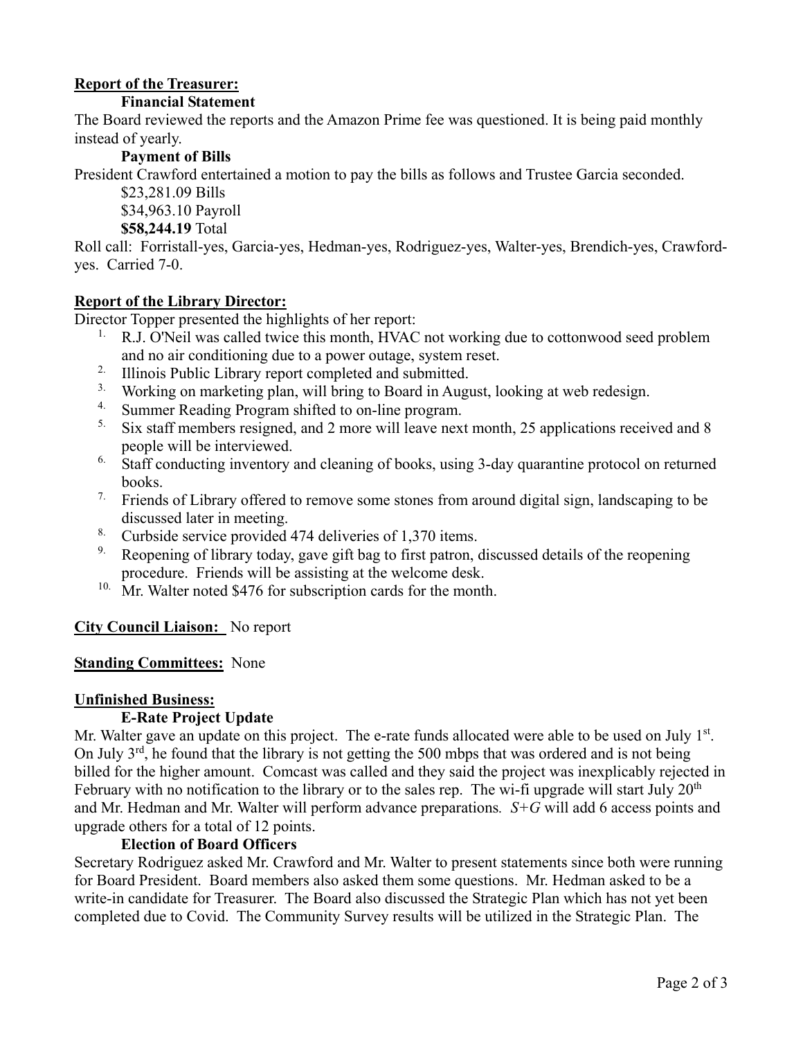**Report of the Treasurer:**

**Financial Statement**

The Board reviewed the reports and the Amazon Prime fee was questioned. It is being paid monthly instead of yearly.

**Payment of Bills**

President Crawford entertained a motion to pay the bills as follows and Trustee Garcia seconded.

$23,281.09 Bills
$34,963.10 Payroll
**$58,244.19** Total

Roll call: Forristall-yes, Garcia-yes, Hedman-yes, Rodriguez-yes, Walter-yes, Brendich-yes, Crawford-yes. Carried 7-0.

**Report of the Library Director:**

Director Topper presented the highlights of her report:

1. R.J. O'Neil was called twice this month, HVAC not working due to cottonwood seed problem and no air conditioning due to a power outage, system reset.
2. Illinois Public Library report completed and submitted.
3. Working on marketing plan, will bring to Board in August, looking at web redesign.
4. Summer Reading Program shifted to on-line program.
5. Six staff members resigned, and 2 more will leave next month, 25 applications received and 8 people will be interviewed.
6. Staff conducting inventory and cleaning of books, using 3-day quarantine protocol on returned books.
7. Friends of Library offered to remove some stones from around digital sign, landscaping to be discussed later in meeting.
8. Curbside service provided 474 deliveries of 1,370 items.
9. Reopening of library today, gave gift bag to first patron, discussed details of the reopening procedure. Friends will be assisting at the welcome desk.
10. Mr. Walter noted $476 for subscription cards for the month.

**City Council Liaison:** No report

**Standing Committees:** None

**Unfinished Business:**

**E-Rate Project Update**

Mr. Walter gave an update on this project. The e-rate funds allocated were able to be used on July 1st. On July 3rd, he found that the library is not getting the 500 mbps that was ordered and is not being billed for the higher amount. Comcast was called and they said the project was inexplicably rejected in February with no notification to the library or to the sales rep. The wi-fi upgrade will start July 20th and Mr. Hedman and Mr. Walter will perform advance preparations. *S+G* will add 6 access points and upgrade others for a total of 12 points.

**Election of Board Officers**

Secretary Rodriguez asked Mr. Crawford and Mr. Walter to present statements since both were running for Board President. Board members also asked them some questions. Mr. Hedman asked to be a write-in candidate for Treasurer. The Board also discussed the Strategic Plan which has not yet been completed due to Covid. The Community Survey results will be utilized in the Strategic Plan. The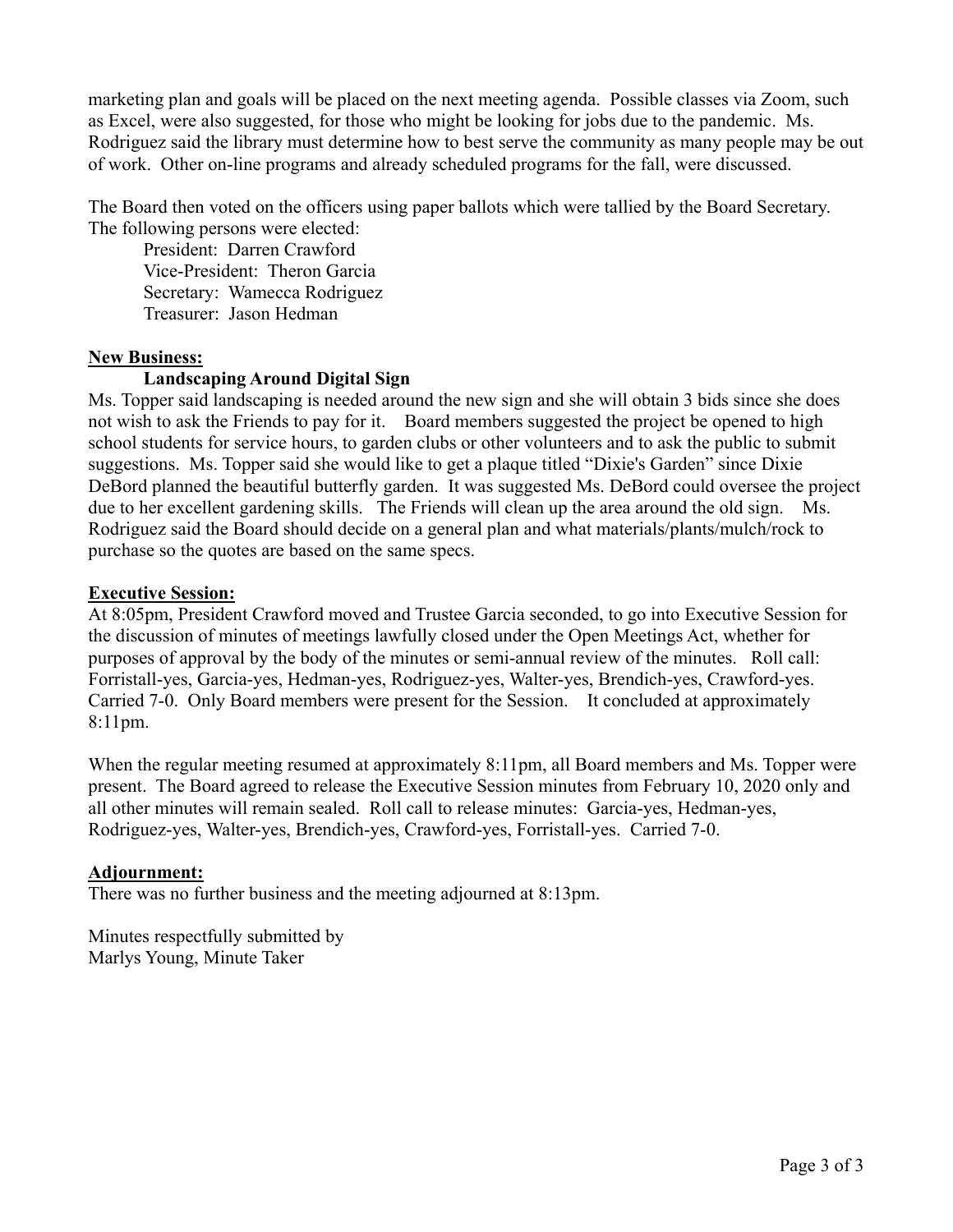marketing plan and goals will be placed on the next meeting agenda. Possible classes via Zoom, such as Excel, were also suggested, for those who might be looking for jobs due to the pandemic. Ms. Rodriguez said the library must determine how to best serve the community as many people may be out of work. Other on-line programs and already scheduled programs for the fall, were discussed.

The Board then voted on the officers using paper ballots which were tallied by the Board Secretary. The following persons were elected:

President: Darren Crawford
Vice-President: Theron Garcia
Secretary: Wamecca Rodriguez
Treasurer: Jason Hedman

**New Business:**

**Landscaping Around Digital Sign**

Ms. Topper said landscaping is needed around the new sign and she will obtain 3 bids since she does not wish to ask the Friends to pay for it. Board members suggested the project be opened to high school students for service hours, to garden clubs or other volunteers and to ask the public to submit suggestions. Ms. Topper said she would like to get a plaque titled "Dixie's Garden" since Dixie DeBord planned the beautiful butterfly garden. It was suggested Ms. DeBord could oversee the project due to her excellent gardening skills. The Friends will clean up the area around the old sign. Ms. Rodriguez said the Board should decide on a general plan and what materials/plants/mulch/rock to purchase so the quotes are based on the same specs.

**Executive Session:**

At 8:05pm, President Crawford moved and Trustee Garcia seconded, to go into Executive Session for the discussion of minutes of meetings lawfully closed under the Open Meetings Act, whether for purposes of approval by the body of the minutes or semi-annual review of the minutes. Roll call: Forristall-yes, Garcia-yes, Hedman-yes, Rodriguez-yes, Walter-yes, Brendich-yes, Crawford-yes. Carried 7-0. Only Board members were present for the Session. It concluded at approximately 8:11pm.

When the regular meeting resumed at approximately 8:11pm, all Board members and Ms. Topper were present. The Board agreed to release the Executive Session minutes from February 10, 2020 only and all other minutes will remain sealed. Roll call to release minutes: Garcia-yes, Hedman-yes, Rodriguez-yes, Walter-yes, Brendich-yes, Crawford-yes, Forristall-yes. Carried 7-0.

**Adjournment:**

There was no further business and the meeting adjourned at 8:13pm.

Minutes respectfully submitted by
Marlys Young, Minute Taker